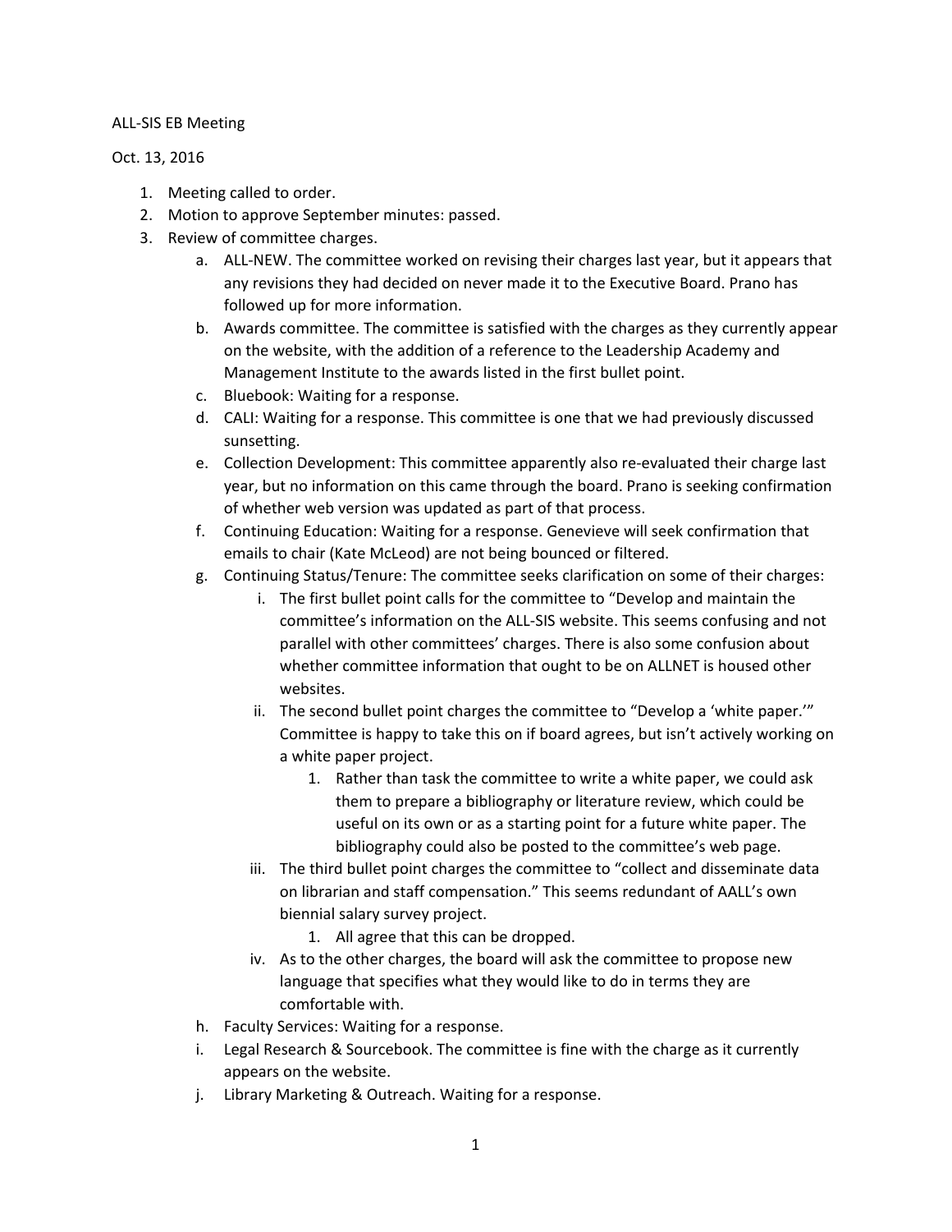ALL-SIS EB Meeting

Oct. 13, 2016

1. Meeting called to order.
2. Motion to approve September minutes: passed.
3. Review of committee charges.
   a. ALL-NEW. The committee worked on revising their charges last year, but it appears that any revisions they had decided on never made it to the Executive Board. Prano has followed up for more information.
   b. Awards committee. The committee is satisfied with the charges as they currently appear on the website, with the addition of a reference to the Leadership Academy and Management Institute to the awards listed in the first bullet point.
   c. Bluebook: Waiting for a response.
   d. CALI: Waiting for a response. This committee is one that we had previously discussed sunsetting.
   e. Collection Development: This committee apparently also re-evaluated their charge last year, but no information on this came through the board. Prano is seeking confirmation of whether web version was updated as part of that process.
   f. Continuing Education: Waiting for a response. Genevieve will seek confirmation that emails to chair (Kate McLeod) are not being bounced or filtered.
   g. Continuing Status/Tenure: The committee seeks clarification on some of their charges:
      i. The first bullet point calls for the committee to "Develop and maintain the committee's information on the ALL-SIS website. This seems confusing and not parallel with other committees' charges. There is also some confusion about whether committee information that ought to be on ALLNET is housed other websites.
      ii. The second bullet point charges the committee to "Develop a 'white paper.'" Committee is happy to take this on if board agrees, but isn't actively working on a white paper project.
         1. Rather than task the committee to write a white paper, we could ask them to prepare a bibliography or literature review, which could be useful on its own or as a starting point for a future white paper. The bibliography could also be posted to the committee's web page.
      iii. The third bullet point charges the committee to "collect and disseminate data on librarian and staff compensation." This seems redundant of AALL's own biennial salary survey project.
         1. All agree that this can be dropped.
      iv. As to the other charges, the board will ask the committee to propose new language that specifies what they would like to do in terms they are comfortable with.
   h. Faculty Services: Waiting for a response.
   i. Legal Research & Sourcebook. The committee is fine with the charge as it currently appears on the website.
   j. Library Marketing & Outreach. Waiting for a response.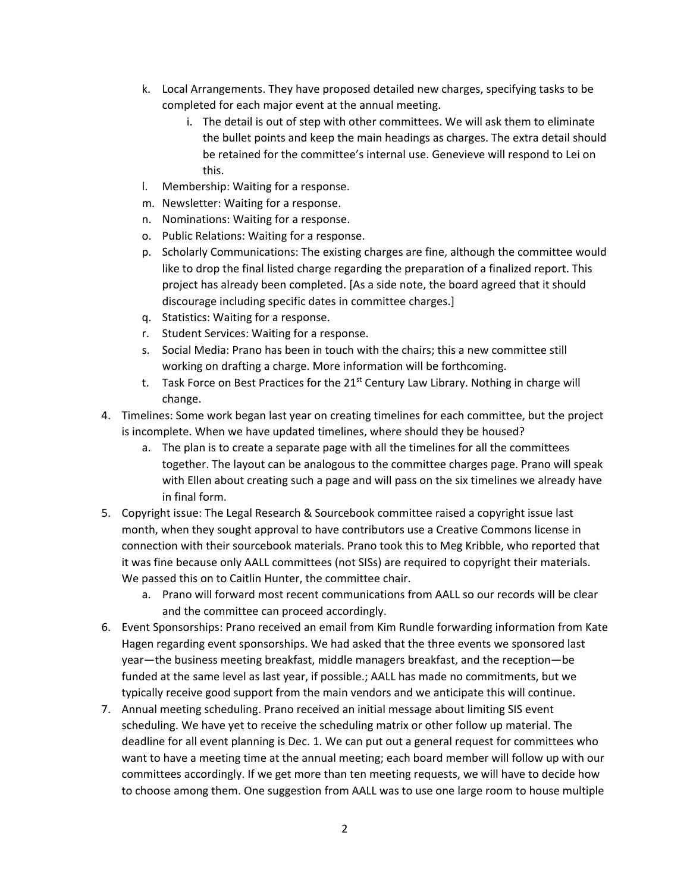k. Local Arrangements. They have proposed detailed new charges, specifying tasks to be completed for each major event at the annual meeting.
      i. The detail is out of step with other committees. We will ask them to eliminate the bullet points and keep the main headings as charges. The extra detail should be retained for the committee's internal use. Genevieve will respond to Lei on this.
   l. Membership: Waiting for a response.
   m. Newsletter: Waiting for a response.
   n. Nominations: Waiting for a response.
   o. Public Relations: Waiting for a response.
   p. Scholarly Communications: The existing charges are fine, although the committee would like to drop the final listed charge regarding the preparation of a finalized report. This project has already been completed. [As a side note, the board agreed that it should discourage including specific dates in committee charges.]
   q. Statistics: Waiting for a response.
   r. Student Services: Waiting for a response.
   s. Social Media: Prano has been in touch with the chairs; this a new committee still working on drafting a charge. More information will be forthcoming.
   t. Task Force on Best Practices for the 21st Century Law Library. Nothing in charge will change.

4. Timelines: Some work began last year on creating timelines for each committee, but the project is incomplete. When we have updated timelines, where should they be housed?
   a. The plan is to create a separate page with all the timelines for all the committees together. The layout can be analogous to the committee charges page. Prano will speak with Ellen about creating such a page and will pass on the six timelines we already have in final form.
5. Copyright issue: The Legal Research & Sourcebook committee raised a copyright issue last month, when they sought approval to have contributors use a Creative Commons license in connection with their sourcebook materials. Prano took this to Meg Kribble, who reported that it was fine because only AALL committees (not SISs) are required to copyright their materials. We passed this on to Caitlin Hunter, the committee chair.
   a. Prano will forward most recent communications from AALL so our records will be clear and the committee can proceed accordingly.
6. Event Sponsorships: Prano received an email from Kim Rundle forwarding information from Kate Hagen regarding event sponsorships. We had asked that the three events we sponsored last year—the business meeting breakfast, middle managers breakfast, and the reception—be funded at the same level as last year, if possible.; AALL has made no commitments, but we typically receive good support from the main vendors and we anticipate this will continue.
7. Annual meeting scheduling. Prano received an initial message about limiting SIS event scheduling. We have yet to receive the scheduling matrix or other follow up material. The deadline for all event planning is Dec. 1. We can put out a general request for committees who want to have a meeting time at the annual meeting; each board member will follow up with our committees accordingly. If we get more than ten meeting requests, we will have to decide how to choose among them. One suggestion from AALL was to use one large room to house multiple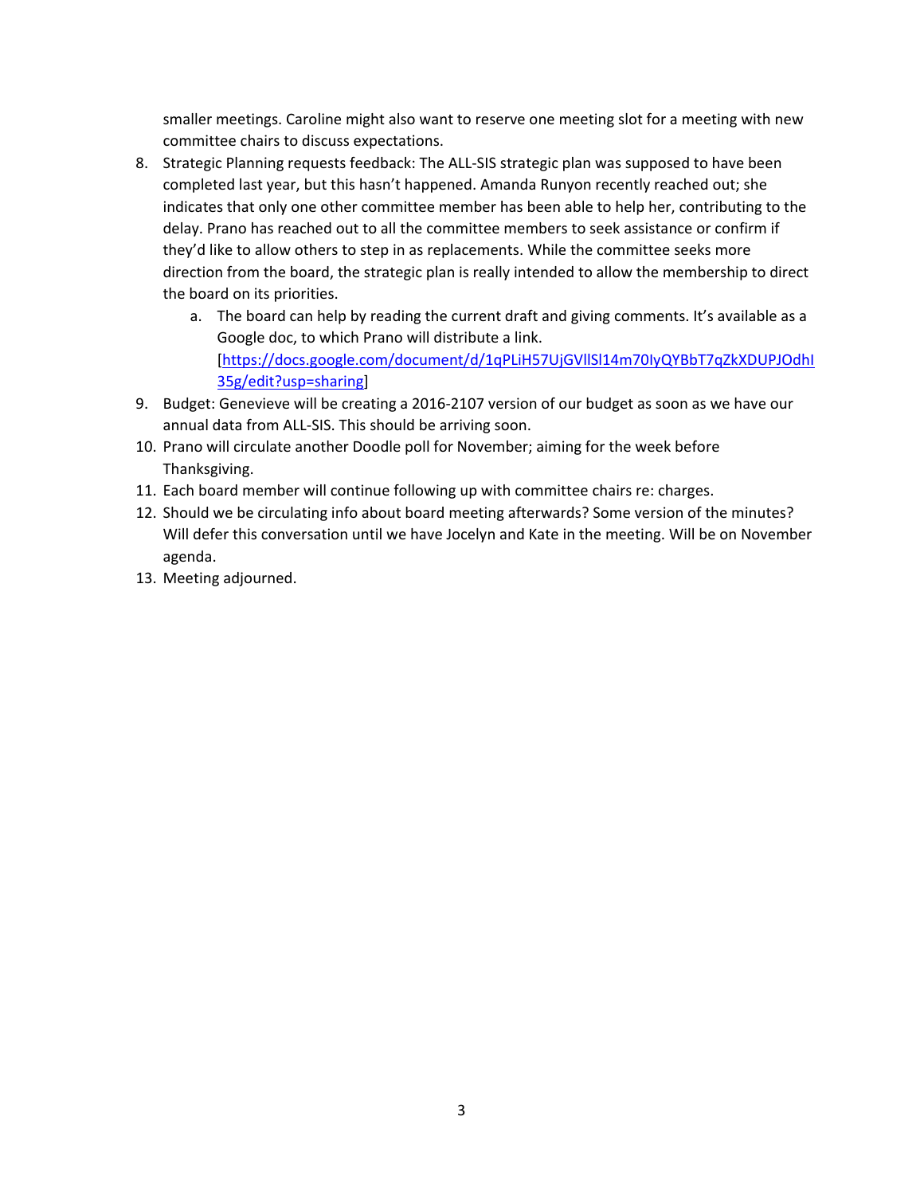smaller meetings. Caroline might also want to reserve one meeting slot for a meeting with new committee chairs to discuss expectations.

8. Strategic Planning requests feedback: The ALL-SIS strategic plan was supposed to have been completed last year, but this hasn't happened. Amanda Runyon recently reached out; she indicates that only one other committee member has been able to help her, contributing to the delay. Prano has reached out to all the committee members to seek assistance or confirm if they'd like to allow others to step in as replacements. While the committee seeks more direction from the board, the strategic plan is really intended to allow the membership to direct the board on its priorities.
    a. The board can help by reading the current draft and giving comments. It's available as a Google doc, to which Prano will distribute a link. [https://docs.google.com/document/d/1qPLiH57UjGVllSl14m70IyQYBbT7qZkXDUPJOdhI35g/edit?usp=sharing]
9. Budget: Genevieve will be creating a 2016-2107 version of our budget as soon as we have our annual data from ALL-SIS. This should be arriving soon.
10. Prano will circulate another Doodle poll for November; aiming for the week before Thanksgiving.
11. Each board member will continue following up with committee chairs re: charges.
12. Should we be circulating info about board meeting afterwards? Some version of the minutes? Will defer this conversation until we have Jocelyn and Kate in the meeting. Will be on November agenda.
13. Meeting adjourned.